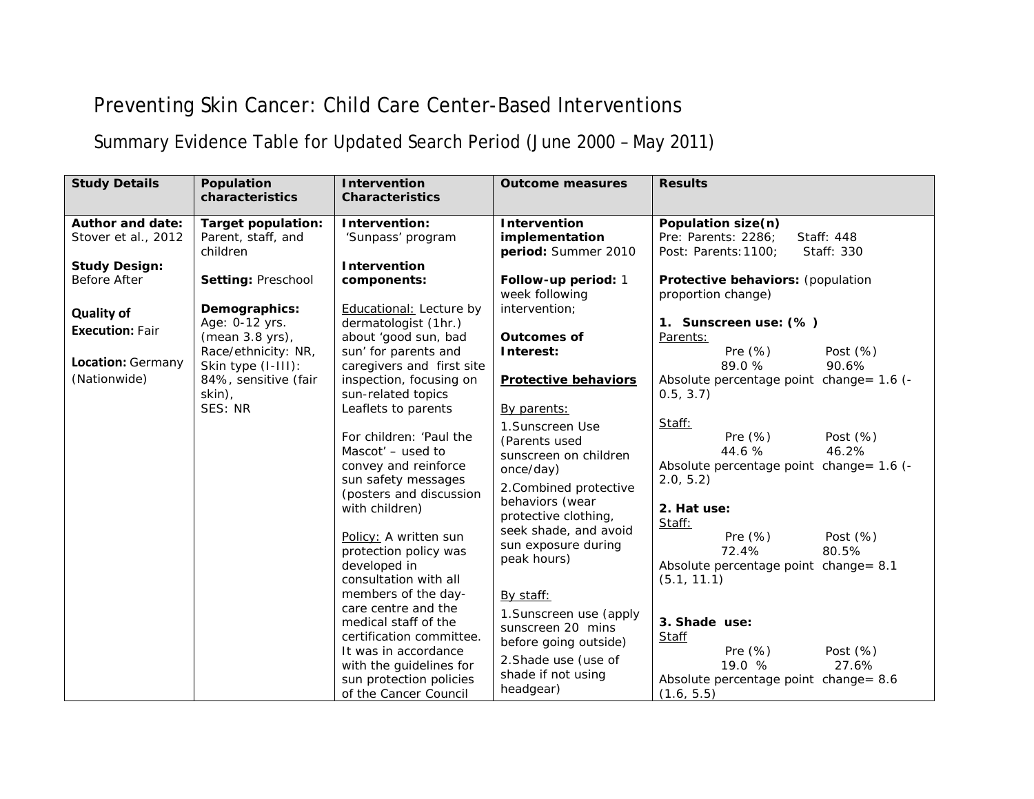# Preventing Skin Cancer: Child Care Center-Based Interventions

## Summary Evidence Table for Updated Search Period (June 2000 – May 2011)

| Study Details | Population characteristics | Intervention Characteristics | Outcome measures | Results |
|---|---|---|---|---|
| **Author and date:** Stover et al., 2012<br><br>**Study Design:** Before After<br><br>**Quality of Execution:** Fair<br><br>**Location:** Germany (Nationwide) | **Target population:** Parent, staff, and children<br><br>**Setting:** Preschool<br><br>**Demographics:** Age: 0-12 yrs. (mean 3.8 yrs), Race/ethnicity: NR, Skin type (I-III): 84%, sensitive (fair skin), SES: NR | **Intervention:** 'Sunpass' program<br><br>**Intervention components:**<br><br>Educational: Lecture by dermatologist (1hr.) about 'good sun, bad sun' for parents and caregivers and first site inspection, focusing on sun-related topics Leaflets to parents<br><br>For children: 'Paul the Mascot' – used to convey and reinforce sun safety messages (posters and discussion with children)<br><br>Policy: A written sun protection policy was developed in consultation with all members of the day-care centre and the medical staff of the certification committee. It was in accordance with the guidelines for sun protection policies of the Cancer Council | **Intervention implementation period:** Summer 2010<br><br>**Follow-up period:** 1 week following intervention;<br><br>**Outcomes of Interest:**<br><br>**Protective behaviors**<br><br>By parents:<br>1.Sunscreen Use (Parents used sunscreen on children once/day)<br>2.Combined protective behaviors (wear protective clothing, seek shade, and avoid sun exposure during peak hours)<br><br>By staff:<br>1.Sunscreen use (apply sunscreen 20 mins before going outside)<br>2.Shade use (use of shade if not using headgear) | **Population size(n)**<br>Pre: Parents: 2286; Staff: 448<br>Post: Parents:1100; Staff: 330<br><br>**Protective behaviors:** (population proportion change)<br><br>**1. Sunscreen use: (% )**<br>Parents:<br>Pre (%) Post (%)<br>89.0 % 90.6%<br>Absolute percentage point change= 1.6 (-0.5, 3.7)<br><br>Staff:<br>Pre (%) Post (%)<br>44.6 % 46.2%<br>Absolute percentage point change= 1.6 (-2.0, 5.2)<br><br>**2. Hat use:**<br>Staff:<br>Pre (%) Post (%)<br>72.4% 80.5%<br>Absolute percentage point change= 8.1 (5.1, 11.1)<br><br>**3. Shade use:**<br>Staff<br>Pre (%) Post (%)<br>19.0 % 27.6%<br>Absolute percentage point change= 8.6 (1.6, 5.5) |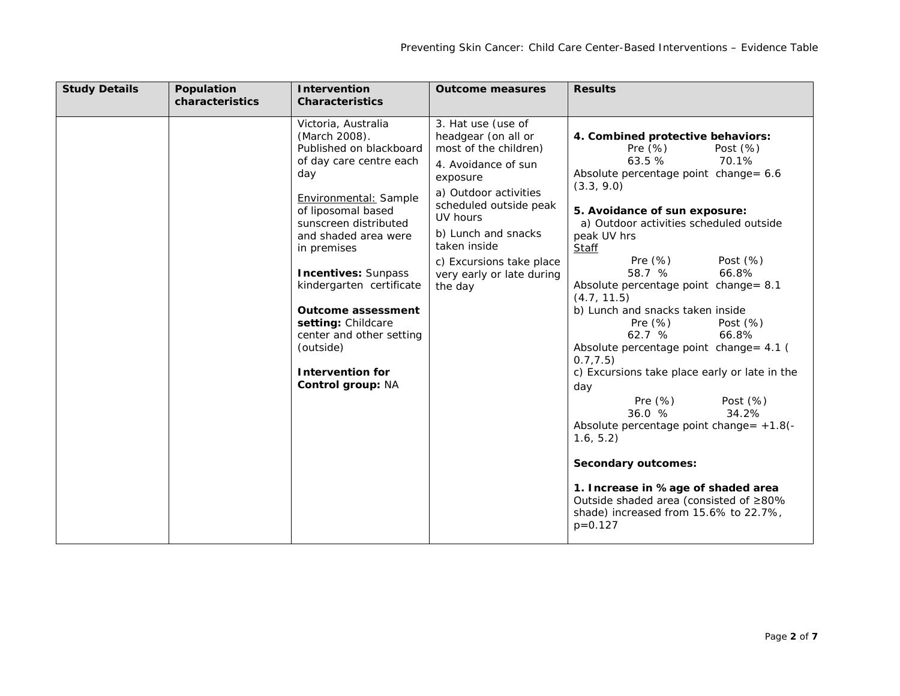| Study Details | Population characteristics | Intervention Characteristics | Outcome measures | Results |
|---|---|---|---|---|
| | | Victoria, Australia (March 2008). Published on blackboard of day care centre each day<br><br>Environmental: Sample of liposomal based sunscreen distributed and shaded area were in premises<br><br>**Incentives:** Sunpass kindergarten certificate<br><br>**Outcome assessment setting:** Childcare center and other setting (outside)<br><br>**Intervention for Control group:** NA | 3. Hat use (use of headgear (on all or most of the children)<br><br>4. Avoidance of sun exposure<br><br>a) Outdoor activities scheduled outside peak UV hours<br><br>b) Lunch and snacks taken inside<br><br>c) Excursions take place very early or late during the day | **4. Combined protective behaviors:**<br>Pre (%) Post (%)<br>63.5 % 70.1%<br>Absolute percentage point change= 6.6 (3.3, 9.0)<br><br>**5. Avoidance of sun exposure:**<br>a) Outdoor activities scheduled outside peak UV hrs<br>Staff<br>Pre (%) Post (%)<br>58.7 % 66.8%<br>Absolute percentage point change= 8.1 (4.7, 11.5)<br>b) Lunch and snacks taken inside<br>Pre (%) Post (%)<br>62.7 % 66.8%<br>Absolute percentage point change= 4.1 ( 0.7,7.5)<br>c) Excursions take place early or late in the day<br>Pre (%) Post (%)<br>36.0 % 34.2%<br>Absolute percentage point change= +1.8(-1.6, 5.2)<br><br>**Secondary outcomes:**<br><br>**1. Increase in % age of shaded area**<br>Outside shaded area (consisted of ≥80% shade) increased from 15.6% to 22.7%, p=0.127 |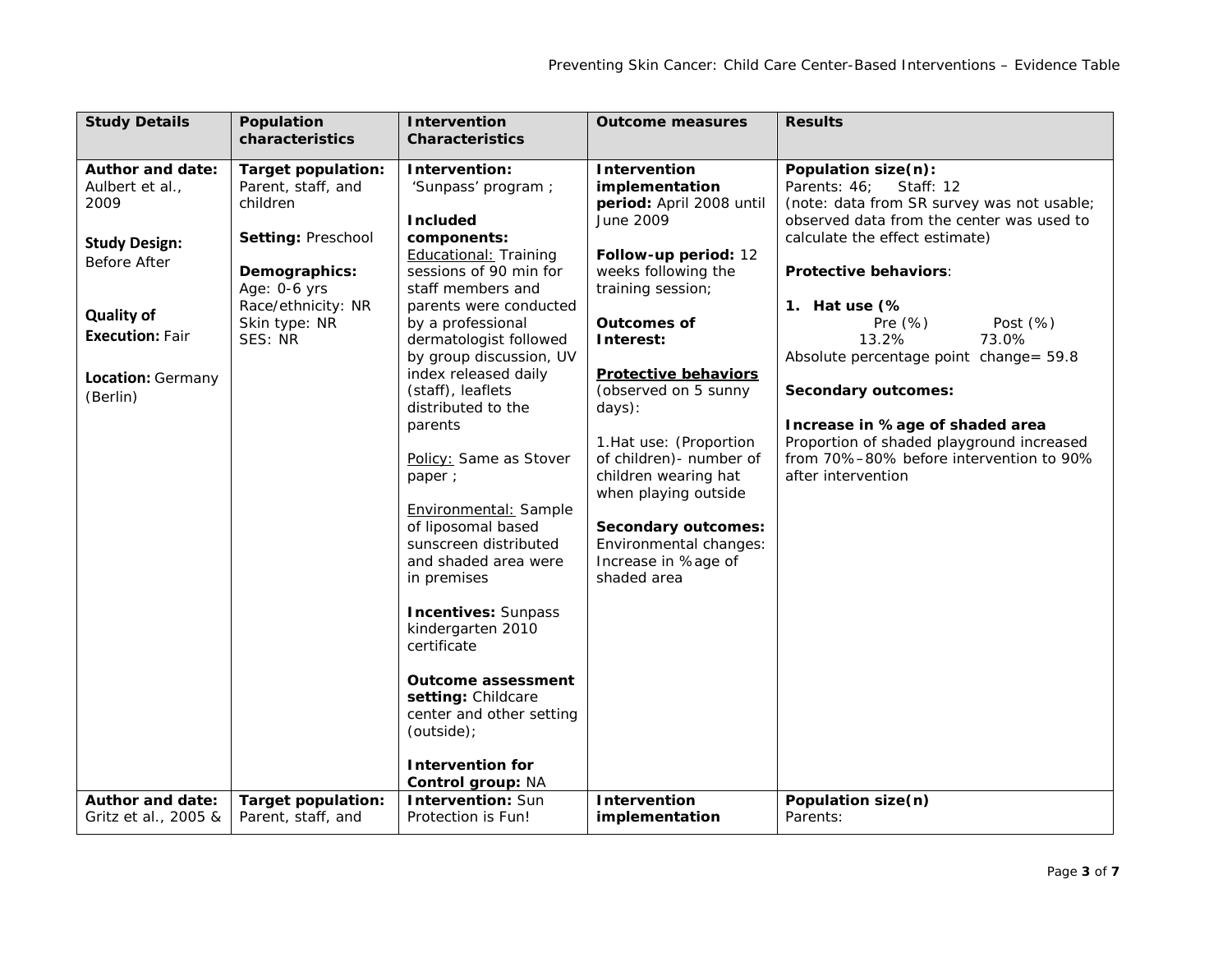| Study Details | Population characteristics | Intervention Characteristics | Outcome measures | Results |
|---|---|---|---|---|
| **Author and date:** Aulbert et al., 2009<br><br>**Study Design:** Before After<br><br>**Quality of Execution:** Fair<br><br>**Location:** Germany (Berlin) | **Target population:** Parent, staff, and children<br><br>**Setting:** Preschool<br><br>**Demographics:**<br>Age: 0-6 yrs<br>Race/ethnicity: NR<br>Skin type: NR<br>SES: NR | **Intervention:** 'Sunpass' program ;<br><br>**Included components:**<br>Educational: Training sessions of 90 min for staff members and parents were conducted by a professional dermatologist followed by group discussion, UV index released daily (staff), leaflets distributed to the parents<br><br>Policy: Same as Stover paper ;<br><br>Environmental: Sample of liposomal based sunscreen distributed and shaded area were in premises<br><br>**Incentives:** Sunpass kindergarten 2010 certificate<br><br>**Outcome assessment setting:** Childcare center and other setting (outside);<br><br>**Intervention for Control group:** NA | **Intervention implementation period:** April 2008 until June 2009<br><br>**Follow-up period:** 12 weeks following the training session;<br><br>**Outcomes of Interest:**<br><br>**Protective behaviors** (observed on 5 sunny days):<br><br>1.Hat use: (Proportion of children)- number of children wearing hat when playing outside<br><br>**Secondary outcomes:** Environmental changes: Increase in %age of shaded area | **Population size(n):**<br>Parents: 46; Staff: 12<br>*(note: data from SR survey was not usable; observed data from the center was used to calculate the effect estimate)*<br><br>**Protective behaviors**:<br><br>**1. Hat use (%**<br>Pre (%) Post (%)<br>13.2% 73.0%<br>Absolute percentage point change= 59.8<br><br>**Secondary outcomes:**<br><br>**Increase in %age of shaded area**<br>Proportion of shaded playground increased from 70%–80% before intervention to 90% after intervention |
| **Author and date:** Gritz et al., 2005 & | **Target population:** Parent, staff, and | **Intervention:** Sun Protection is Fun! | **Intervention implementation** | **Population size(n)**<br>Parents: |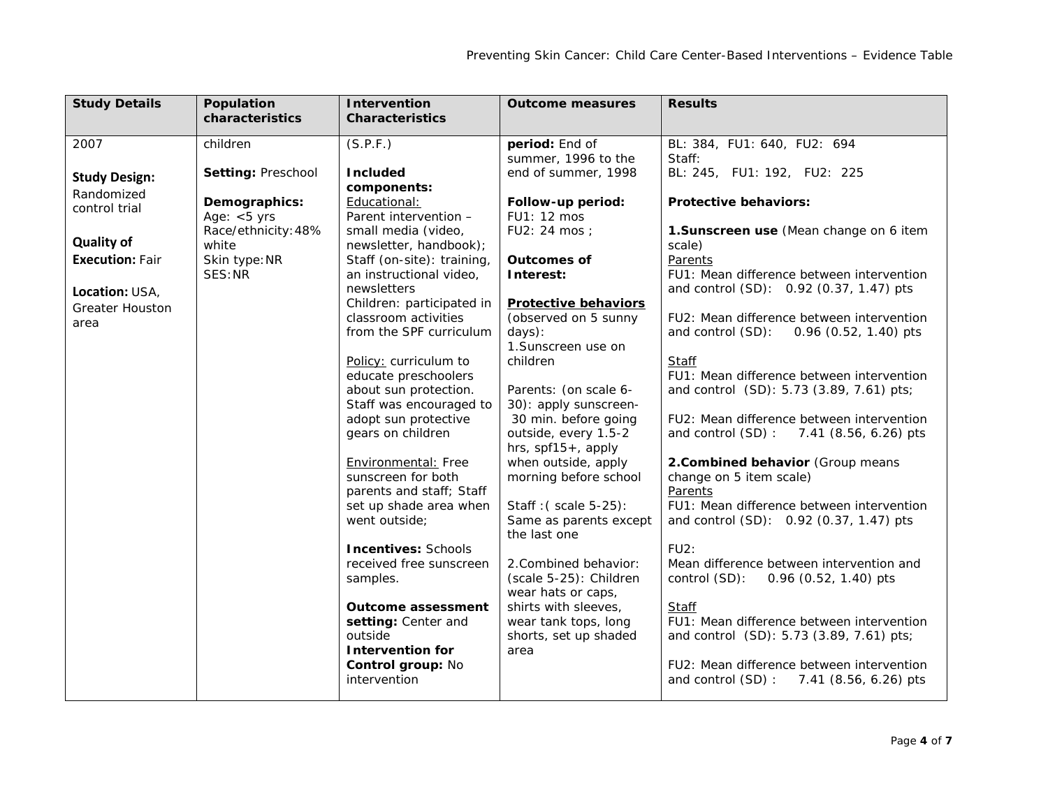| Study Details | Population characteristics | Intervention Characteristics | Outcome measures | Results |
|---|---|---|---|---|
| 2007<br><br>**Study Design:** Randomized control trial<br><br>**Quality of Execution:** Fair<br><br>**Location:** USA, Greater Houston area | children<br><br>**Setting:** Preschool<br><br>**Demographics:**<br>Age: <5 yrs<br>Race/ethnicity: 48% white<br>Skin type: NR<br>SES: NR | (S.P.F.)<br><br>**Included components:**<br><u>Educational:</u><br>Parent intervention – small media (video, newsletter, handbook);<br>Staff (on-site): training, an instructional video, newsletters<br>Children: participated in classroom activities from the SPF curriculum<br><br><u>Policy:</u> curriculum to educate preschoolers about sun protection. Staff was encouraged to adopt sun protective gears on children<br><br><u>Environmental:</u> Free sunscreen for both parents and staff; Staff set up shade area when went outside;<br><br>**Incentives:** Schools received free sunscreen samples.<br><br>**Outcome assessment setting:** Center and outside<br>**Intervention for Control group:** No intervention | **period:** End of summer, 1996 to the end of summer, 1998<br><br>**Follow-up period:**<br>FU1: 12 mos<br>FU2: 24 mos ;<br><br>**Outcomes of Interest:**<br><br>**<u>Protective behaviors</u>** (observed on 5 sunny days):<br>1.Sunscreen use on children<br><br>Parents: (on scale 6-30): apply sunscreen- 30 min. before going outside, every 1.5-2 hrs, spf15+, apply when outside, apply morning before school<br><br>Staff :( scale 5-25): Same as parents except the last one<br><br>2.Combined behavior: (scale 5-25): Children wear hats or caps, shirts with sleeves, wear tank tops, long shorts, set up shaded area | BL: 384, FU1: 640, FU2: 694<br>Staff:<br>BL: 245, FU1: 192, FU2: 225<br><br>**Protective behaviors:**<br><br>**1.Sunscreen use** (Mean change on 6 item scale)<br><u>Parents</u><br>FU1: Mean difference between intervention and control (SD): 0.92 (0.37, 1.47) pts<br><br>FU2: Mean difference between intervention and control (SD): 0.96 (0.52, 1.40) pts<br><br><u>Staff</u><br>FU1: Mean difference between intervention and control (SD): 5.73 (3.89, 7.61) pts;<br><br>FU2: Mean difference between intervention and control (SD) : 7.41 (8.56, 6.26) pts<br><br>**2.Combined behavior** (Group means change on 5 item scale)<br><u>Parents</u><br>FU1: Mean difference between intervention and control (SD): 0.92 (0.37, 1.47) pts<br><br>FU2:<br>Mean difference between intervention and control (SD): 0.96 (0.52, 1.40) pts<br><br><u>Staff</u><br>FU1: Mean difference between intervention and control (SD): 5.73 (3.89, 7.61) pts;<br><br>FU2: Mean difference between intervention and control (SD) : 7.41 (8.56, 6.26) pts |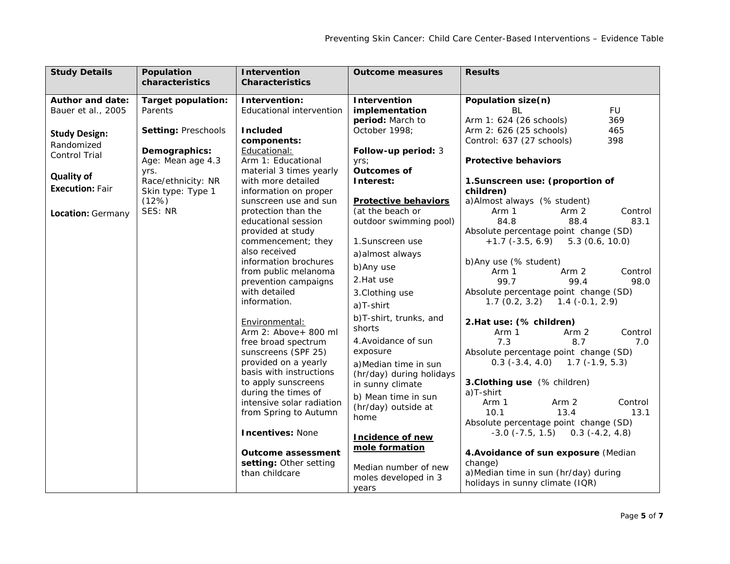| Study Details | Population characteristics | Intervention Characteristics | Outcome measures | Results |
|---|---|---|---|---|
| **Author and date:** Bauer et al., 2005<br><br>**Study Design:** Randomized Control Trial<br><br>**Quality of Execution:** Fair<br><br>**Location:** Germany | **Target population:** Parents<br><br>**Setting:** Preschools<br><br>**Demographics:** Age: Mean age 4.3 yrs.<br>Race/ethnicity: NR<br>Skin type: Type 1 (12%)<br>SES: NR | **Intervention:** Educational intervention<br><br>**Included components:**<br>Educational:<br>Arm 1: Educational material 3 times yearly with more detailed information on proper sunscreen use and sun protection than the educational session provided at study commencement; they also received information brochures from public melanoma prevention campaigns with detailed information.<br><br>Environmental:<br>Arm 2: Above+ 800 ml free broad spectrum sunscreens (SPF 25) provided on a yearly basis with instructions to apply sunscreens during the times of intensive solar radiation from Spring to Autumn<br><br>**Incentives:** None<br><br>**Outcome assessment setting:** Other setting than childcare | **Intervention implementation period:** March to October 1998;<br><br>**Follow-up period:** 3 yrs;<br>**Outcomes of Interest:**<br><br>**Protective behaviors** (at the beach or outdoor swimming pool)<br><br>1.Sunscreen use<br>a)almost always<br>b)Any use<br>2.Hat use<br>3.Clothing use<br>a)T-shirt<br>b)T-shirt, trunks, and shorts<br>4.Avoidance of sun exposure<br>a)Median time in sun (hr/day) during holidays in sunny climate<br>b) Mean time in sun (hr/day) outside at home<br><br>**Incidence of new mole formation**<br><br>Median number of new moles developed in 3 years | **Population size(n)**<br>BL / FU<br>Arm 1: 624 (26 schools) / 369<br>Arm 2: 626 (25 schools) / 465<br>Control: 637 (27 schools) / 398<br><br>**Protective behaviors**<br><br>**1.Sunscreen use: (proportion of children)**<br>a)Almost always (% student)<br>Arm 1: 84.8; Arm 2: 88.4; Control: 83.1<br>Absolute percentage point change (SD)<br>+1.7 (-3.5, 6.9) 5.3 (0.6, 10.0)<br><br>b)Any use (% student)<br>Arm 1: 99.7; Arm 2: 99.4; Control: 98.0<br>Absolute percentage point change (SD)<br>1.7 (0.2, 3.2) 1.4 (-0.1, 2.9)<br><br>**2.Hat use: (% children)**<br>Arm 1: 7.3; Arm 2: 8.7; Control: 7.0<br>Absolute percentage point change (SD)<br>0.3 (-3.4, 4.0) 1.7 (-1.9, 5.3)<br><br>**3.Clothing use** (% children)<br>a)T-shirt<br>Arm 1: 10.1; Arm 2: 13.4; Control: 13.1<br>Absolute percentage point change (SD)<br>-3.0 (-7.5, 1.5) 0.3 (-4.2, 4.8)<br><br>**4.Avoidance of sun exposure** (Median change)<br>a)Median time in sun (hr/day) during holidays in sunny climate (IQR) |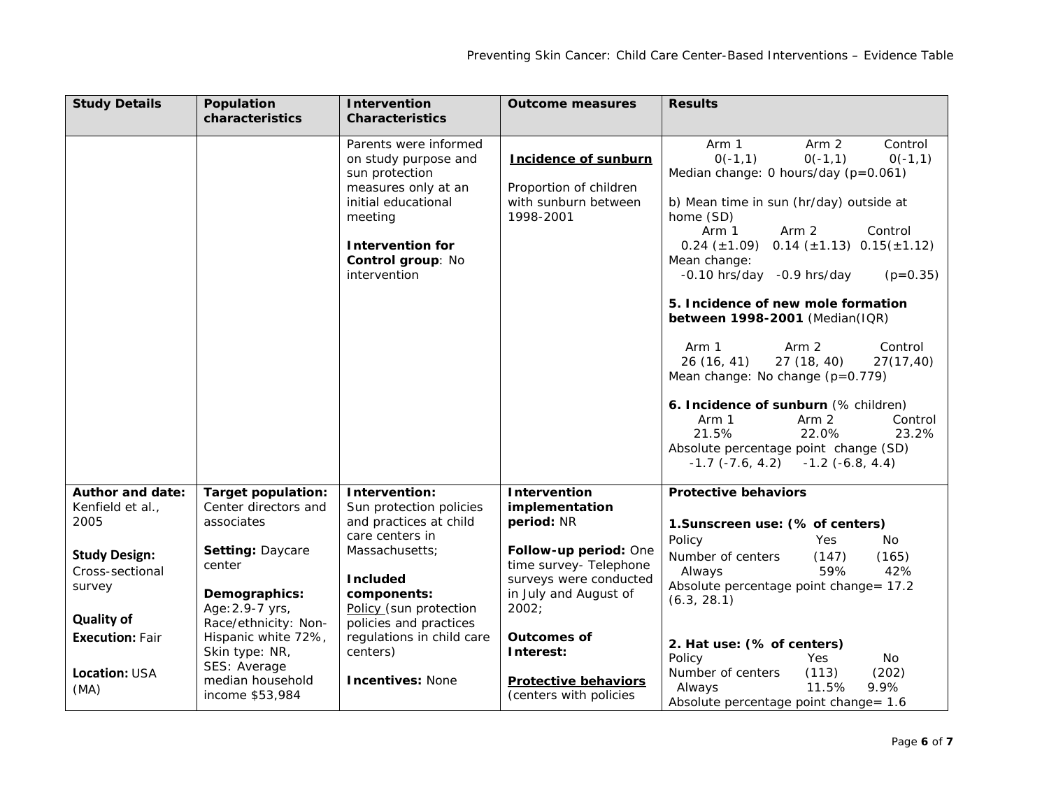| Study Details | Population characteristics | Intervention Characteristics | Outcome measures | Results |
|---|---|---|---|---|
| | | Parents were informed on study purpose and sun protection measures only at an initial educational meeting<br><br>**Intervention for Control group**: No intervention | **Incidence of sunburn**<br><br>Proportion of children with sunburn between 1998-2001 | Arm 1 Arm 2 Control<br>0(-1,1) 0(-1,1) 0(-1,1)<br>Median change: 0 hours/day (p=0.061)<br><br>b) Mean time in sun (hr/day) outside at home (SD)<br>Arm 1 Arm 2 Control<br>0.24 (±1.09) 0.14 (±1.13) 0.15(±1.12)<br>Mean change:<br>-0.10 hrs/day -0.9 hrs/day (p=0.35)<br><br>**5. Incidence of new mole formation between 1998-2001** (Median(IQR)<br><br>Arm 1 Arm 2 Control<br>26 (16, 41) 27 (18, 40) 27(17,40)<br>Mean change: No change (p=0.779)<br><br>**6. Incidence of sunburn** (% children)<br>Arm 1 Arm 2 Control<br>21.5% 22.0% 23.2%<br>Absolute percentage point change (SD)<br>-1.7 (-7.6, 4.2) -1.2 (-6.8, 4.4) |
| **Author and date:** Kenfield et al., 2005<br><br>**Study Design:** Cross-sectional survey<br><br>**Quality of Execution:** Fair<br><br>**Location:** USA (MA) | **Target population:** Center directors and associates<br><br>**Setting:** Daycare center<br><br>**Demographics:**<br>Age: 2.9-7 yrs,<br>Race/ethnicity: Non-Hispanic white 72%,<br>Skin type: NR,<br>SES: Average median household income $53,984 | **Intervention:**<br>Sun protection policies and practices at child care centers in Massachusetts;<br><br>**Included components:**<br>Policy (sun protection policies and practices regulations in child care centers)<br><br>**Incentives:** None | **Intervention implementation period:** NR<br><br>**Follow-up period:** One time survey- Telephone surveys were conducted in July and August of 2002;<br><br>**Outcomes of Interest:**<br><br>**Protective behaviors** (centers with policies | **Protective behaviors**<br><br>**1.Sunscreen use: (% of centers)**<br>Policy Yes No<br>Number of centers (147) (165)<br>Always 59% 42%<br>Absolute percentage point change= 17.2 (6.3, 28.1)<br><br>**2. Hat use: (% of centers)**<br>Policy Yes No<br>Number of centers (113) (202)<br>Always 11.5% 9.9%<br>Absolute percentage point change= 1.6 |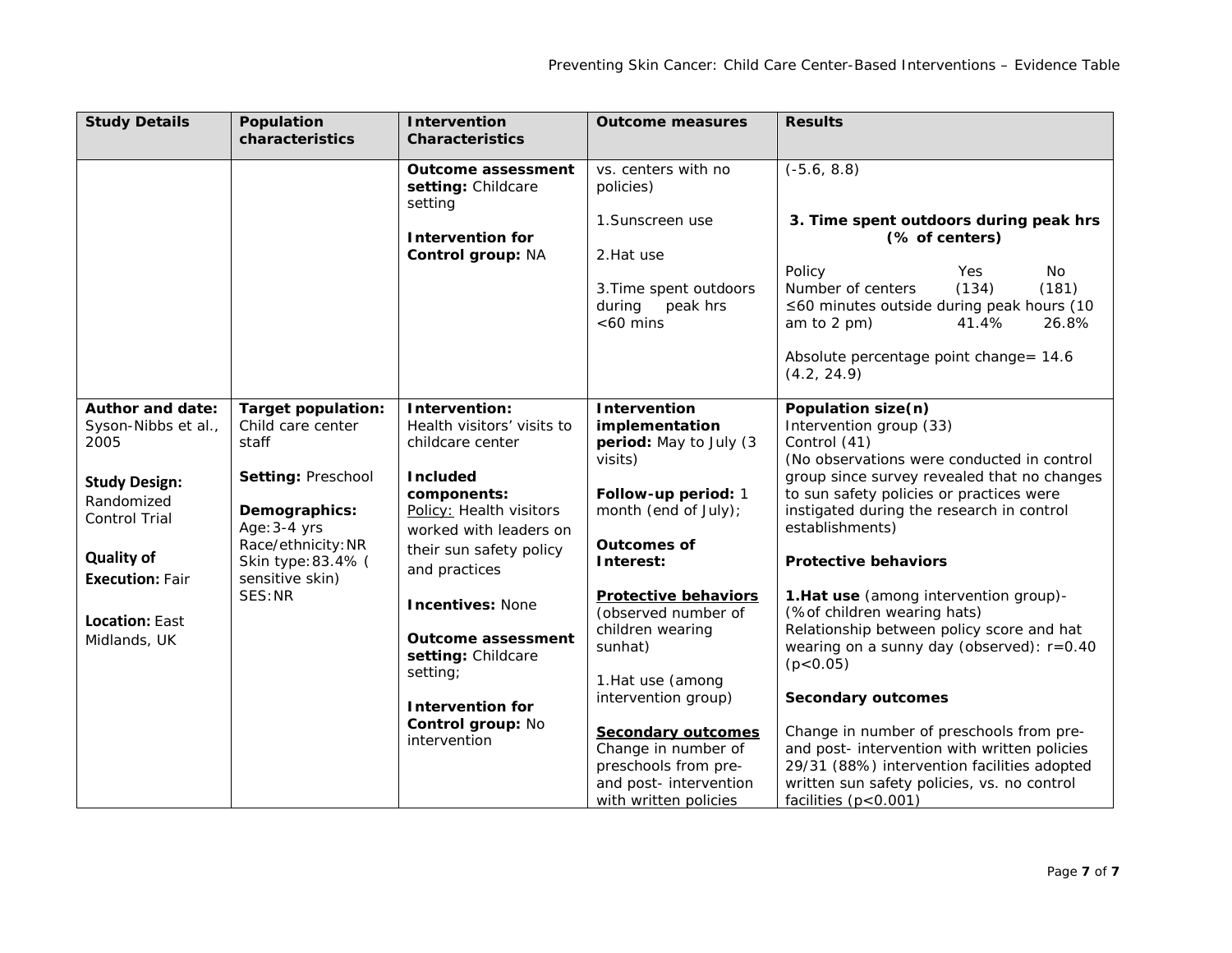| Study Details | Population characteristics | Intervention Characteristics | Outcome measures | Results |
|---|---|---|---|---|
| | | **Outcome assessment setting:** Childcare setting<br><br>**Intervention for Control group:** NA | vs. centers with no policies)<br><br>1.Sunscreen use<br><br>2.Hat use<br><br>3.Time spent outdoors during peak hrs <60 mins | (-5.6, 8.8)<br><br>**3. Time spent outdoors during peak hrs (% of centers)**<br><br>Policy: Yes / No<br>Number of centers: (134) / (181)<br>≤60 minutes outside during peak hours (10 am to 2 pm): 41.4% / 26.8%<br><br>Absolute percentage point change= 14.6 (4.2, 24.9) |
| **Author and date:** Syson-Nibbs et al., 2005<br><br>**Study Design:** Randomized Control Trial<br><br>**Quality of Execution:** Fair<br><br>**Location:** East Midlands, UK | **Target population:** Child care center staff<br><br>**Setting:** Preschool<br><br>**Demographics:**<br>Age: 3-4 yrs<br>Race/ethnicity: NR<br>Skin type: 83.4% ( sensitive skin)<br>SES: NR | **Intervention:** Health visitors' visits to childcare center<br><br>**Included components:**<br>Policy: Health visitors worked with leaders on their sun safety policy and practices<br><br>**Incentives:** None<br><br>**Outcome assessment setting:** Childcare setting;<br><br>**Intervention for Control group:** No intervention | **Intervention implementation period:** May to July (3 visits)<br><br>**Follow-up period:** 1 month (end of July);<br><br>**Outcomes of Interest:**<br><br>**Protective behaviors** (observed number of children wearing sunhat)<br><br>1.Hat use (among intervention group)<br><br>**Secondary outcomes**<br>Change in number of preschools from pre- and post- intervention with written policies | **Population size(n)**<br>Intervention group (33)<br>Control (41)<br>(No observations were conducted in control group since survey revealed that no changes to sun safety policies or practices were instigated during the research in control establishments)<br><br>**Protective behaviors**<br><br>**1.Hat use** (among intervention group)- (% of children wearing hats)<br>Relationship between policy score and hat wearing on a sunny day (observed): r=0.40 ($p<0.05$)<br><br>**Secondary outcomes**<br><br>Change in number of preschools from pre- and post- intervention with written policies 29/31 (88%) intervention facilities adopted written sun safety policies, vs. no control facilities ($p<0.001$) |